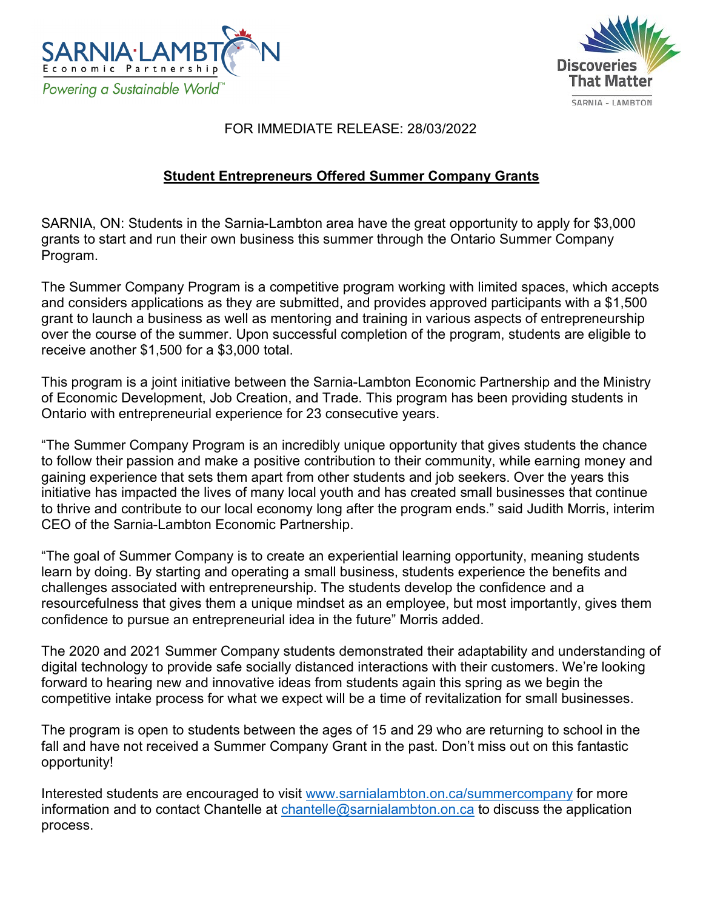FOR IMMEDIATE RELEASE: 28/03/2022

## Student Entrepreneurs Offered Summer Company Grants

SARNIA, ON: Students in the Sarnia-Lambton area have the great opportunity to apply for $3,000 grants to start and run their own business this summer through the Ontario Summer Company Program.

The Summer Company Program is a competitive program working with limited spaces, which accepts and considers applications as they are submitted, and provides approved participants with a $1,500 grant to launch a business as well as mentoring and training in various aspects of entrepreneurship over the course of the summer. Upon successful completion of the program, students are eligible to receive another $1,500 for a $3,000 total.

This program is a joint initiative between the Sarnia-Lambton Economic Partnership and the Ministry of Economic Development, Job Creation, and Trade. This program has been providing students in Ontario with entrepreneurial experience for 23 consecutive years.

"The Summer Company Program is an incredibly unique opportunity that gives students the chance to follow their passion and make a positive contribution to their community, while earning money and gaining experience that sets them apart from other students and job seekers. Over the years this initiative has impacted the lives of many local youth and has created small businesses that continue to thrive and contribute to our local economy long after the program ends." said Judith Morris, interim CEO of the Sarnia-Lambton Economic Partnership.

"The goal of Summer Company is to create an experiential learning opportunity, meaning students learn by doing. By starting and operating a small business, students experience the benefits and challenges associated with entrepreneurship. The students develop the confidence and a resourcefulness that gives them a unique mindset as an employee, but most importantly, gives them confidence to pursue an entrepreneurial idea in the future" Morris added.

The 2020 and 2021 Summer Company students demonstrated their adaptability and understanding of digital technology to provide safe socially distanced interactions with their customers. We're looking forward to hearing new and innovative ideas from students again this spring as we begin the competitive intake process for what we expect will be a time of revitalization for small businesses.

The program is open to students between the ages of 15 and 29 who are returning to school in the fall and have not received a Summer Company Grant in the past. Don't miss out on this fantastic opportunity!

Interested students are encouraged to visit www.sarnialambton.on.ca/summercompany for more information and to contact Chantelle at chantelle@sarnialambton.on.ca to discuss the application process.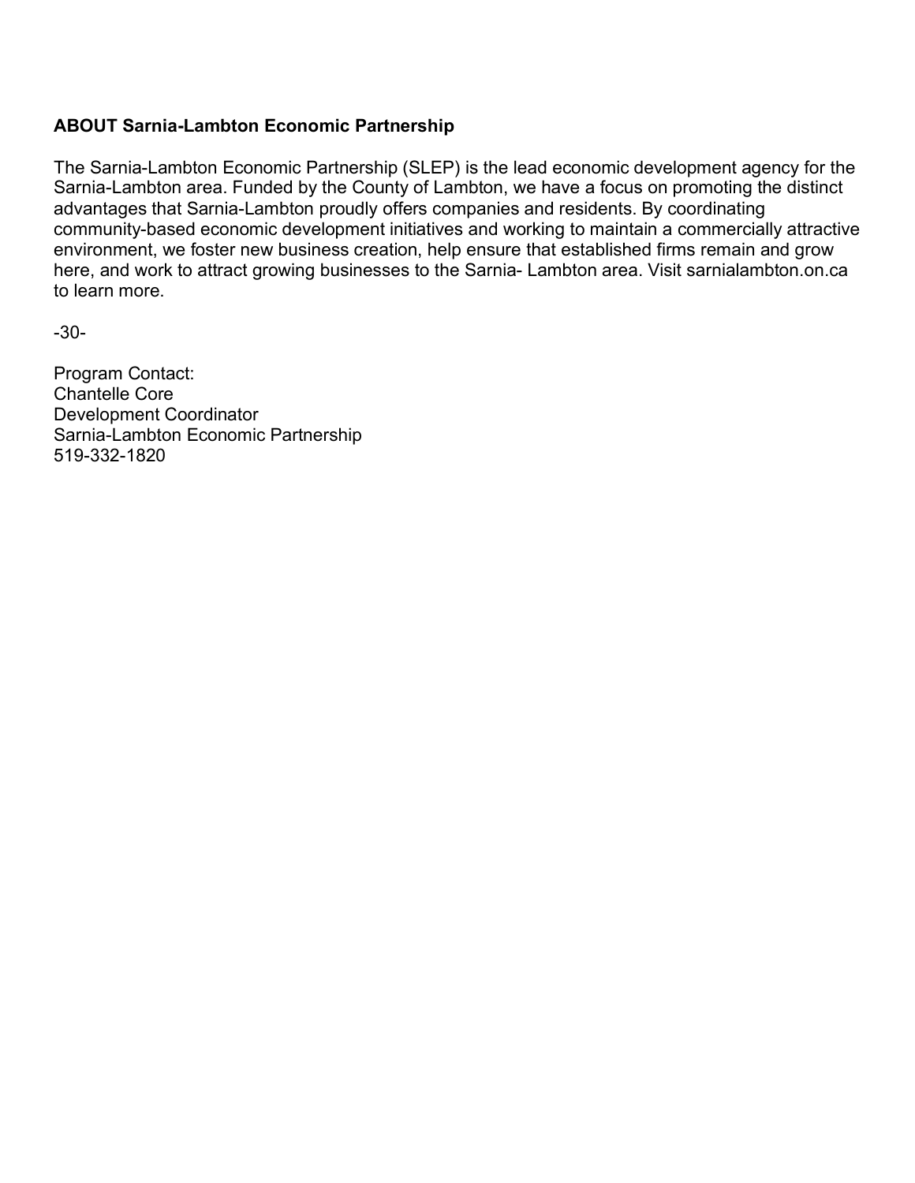**ABOUT Sarnia-Lambton Economic Partnership**

The Sarnia-Lambton Economic Partnership (SLEP) is the lead economic development agency for the Sarnia-Lambton area. Funded by the County of Lambton, we have a focus on promoting the distinct advantages that Sarnia-Lambton proudly offers companies and residents. By coordinating community-based economic development initiatives and working to maintain a commercially attractive environment, we foster new business creation, help ensure that established firms remain and grow here, and work to attract growing businesses to the Sarnia- Lambton area. Visit sarnialambton.on.ca to learn more.

-30-

Program Contact:
Chantelle Core
Development Coordinator
Sarnia-Lambton Economic Partnership
519-332-1820